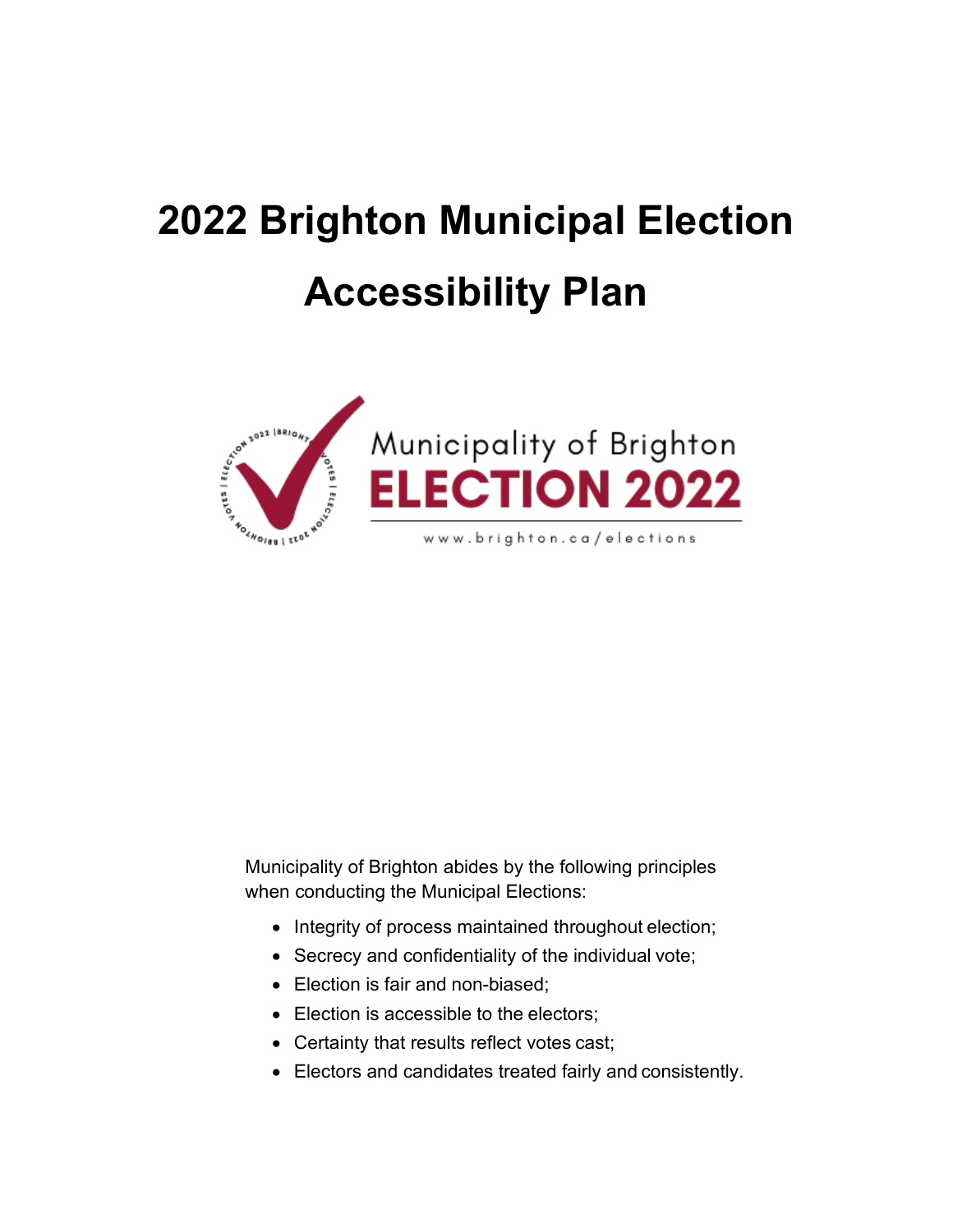# 2022 Brighton Municipal Election Accessibility Plan

Municipality of Brighton
ELECTION 2022
www.brighton.ca/elections

Municipality of Brighton abides by the following principles when conducting the Municipal Elections:

- Integrity of process maintained throughout election;
- Secrecy and confidentiality of the individual vote;
- Election is fair and non-biased;
- Election is accessible to the electors;
- Certainty that results reflect votes cast;
- Electors and candidates treated fairly and consistently.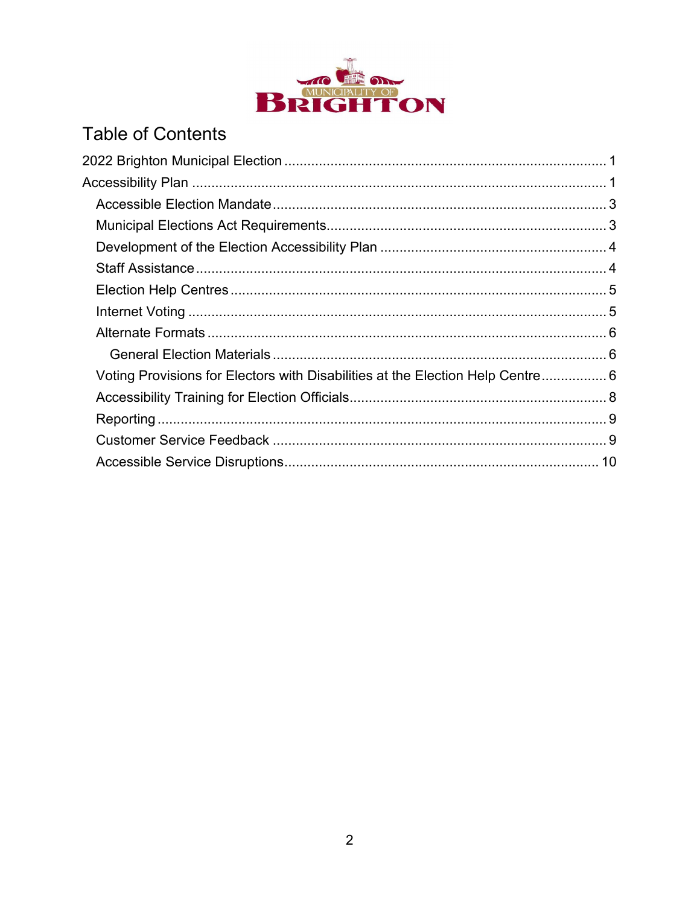# Table of Contents

2022 Brighton Municipal Election ........................................................................ 1

Accessibility Plan ................................................................................................ 1

- Accessible Election Mandate ........................................................................ 3
- Municipal Elections Act Requirements ......................................................... 3
- Development of the Election Accessibility Plan ........................................... 4
- Staff Assistance ............................................................................................ 4
- Election Help Centres ................................................................................... 5
- Internet Voting .............................................................................................. 5
- Alternate Formats ......................................................................................... 6
  - General Election Materials ....................................................................... 6
- Voting Provisions for Electors with Disabilities at the Election Help Centre ................. 6
- Accessibility Training for Election Officials ................................................... 8
- Reporting ...................................................................................................... 9
- Customer Service Feedback ........................................................................ 9
- Accessible Service Disruptions .................................................................. 10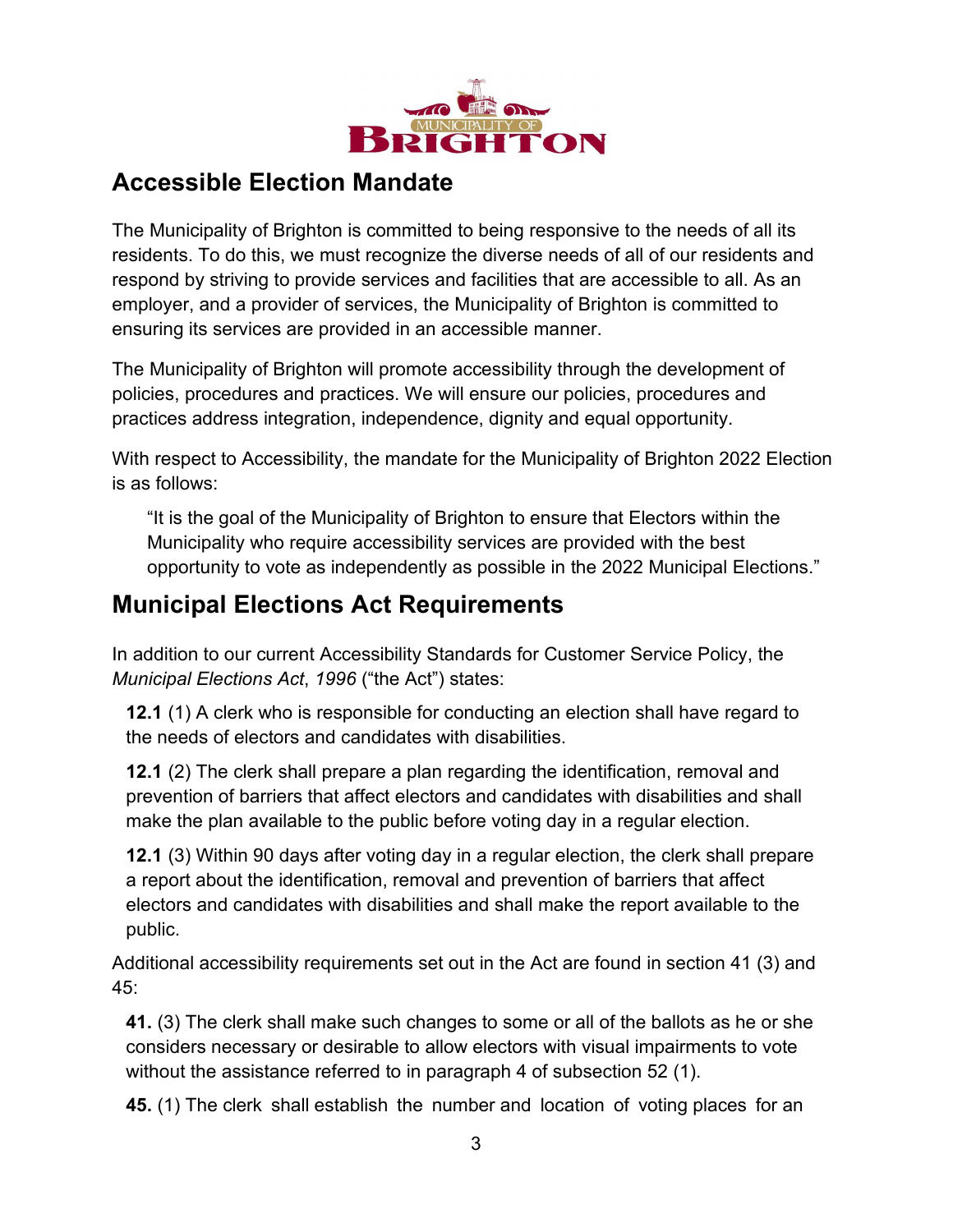## Accessible Election Mandate

The Municipality of Brighton is committed to being responsive to the needs of all its residents. To do this, we must recognize the diverse needs of all of our residents and respond by striving to provide services and facilities that are accessible to all. As an employer, and a provider of services, the Municipality of Brighton is committed to ensuring its services are provided in an accessible manner.

The Municipality of Brighton will promote accessibility through the development of policies, procedures and practices. We will ensure our policies, procedures and practices address integration, independence, dignity and equal opportunity.

With respect to Accessibility, the mandate for the Municipality of Brighton 2022 Election is as follows:

> "It is the goal of the Municipality of Brighton to ensure that Electors within the Municipality who require accessibility services are provided with the best opportunity to vote as independently as possible in the 2022 Municipal Elections."

## Municipal Elections Act Requirements

In addition to our current Accessibility Standards for Customer Service Policy, the *Municipal Elections Act*, *1996* ("the Act") states:

> **12.1** (1) A clerk who is responsible for conducting an election shall have regard to the needs of electors and candidates with disabilities.
>
> **12.1** (2) The clerk shall prepare a plan regarding the identification, removal and prevention of barriers that affect electors and candidates with disabilities and shall make the plan available to the public before voting day in a regular election.
>
> **12.1** (3) Within 90 days after voting day in a regular election, the clerk shall prepare a report about the identification, removal and prevention of barriers that affect electors and candidates with disabilities and shall make the report available to the public.

Additional accessibility requirements set out in the Act are found in section 41 (3) and 45:

> **41.** (3) The clerk shall make such changes to some or all of the ballots as he or she considers necessary or desirable to allow electors with visual impairments to vote without the assistance referred to in paragraph 4 of subsection 52 (1).
>
> **45.** (1) The clerk shall establish the number and location of voting places for an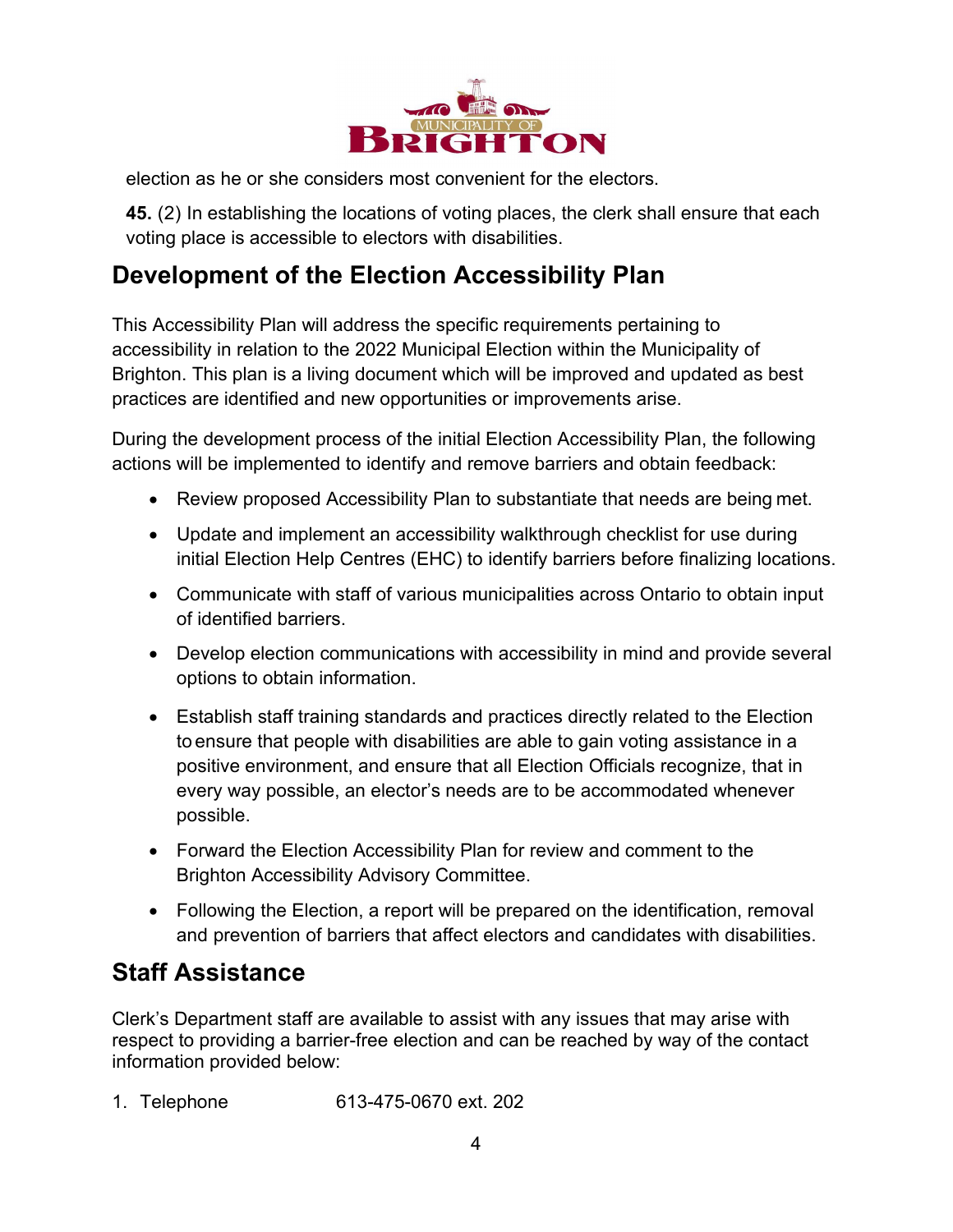election as he or she considers most convenient for the electors.

**45.** (2) In establishing the locations of voting places, the clerk shall ensure that each voting place is accessible to electors with disabilities.

## Development of the Election Accessibility Plan

This Accessibility Plan will address the specific requirements pertaining to accessibility in relation to the 2022 Municipal Election within the Municipality of Brighton. This plan is a living document which will be improved and updated as best practices are identified and new opportunities or improvements arise.

During the development process of the initial Election Accessibility Plan, the following actions will be implemented to identify and remove barriers and obtain feedback:

- Review proposed Accessibility Plan to substantiate that needs are being met.
- Update and implement an accessibility walkthrough checklist for use during initial Election Help Centres (EHC) to identify barriers before finalizing locations.
- Communicate with staff of various municipalities across Ontario to obtain input of identified barriers.
- Develop election communications with accessibility in mind and provide several options to obtain information.
- Establish staff training standards and practices directly related to the Election to ensure that people with disabilities are able to gain voting assistance in a positive environment, and ensure that all Election Officials recognize, that in every way possible, an elector's needs are to be accommodated whenever possible.
- Forward the Election Accessibility Plan for review and comment to the Brighton Accessibility Advisory Committee.
- Following the Election, a report will be prepared on the identification, removal and prevention of barriers that affect electors and candidates with disabilities.

## Staff Assistance

Clerk's Department staff are available to assist with any issues that may arise with respect to providing a barrier-free election and can be reached by way of the contact information provided below:

1. Telephone 613-475-0670 ext. 202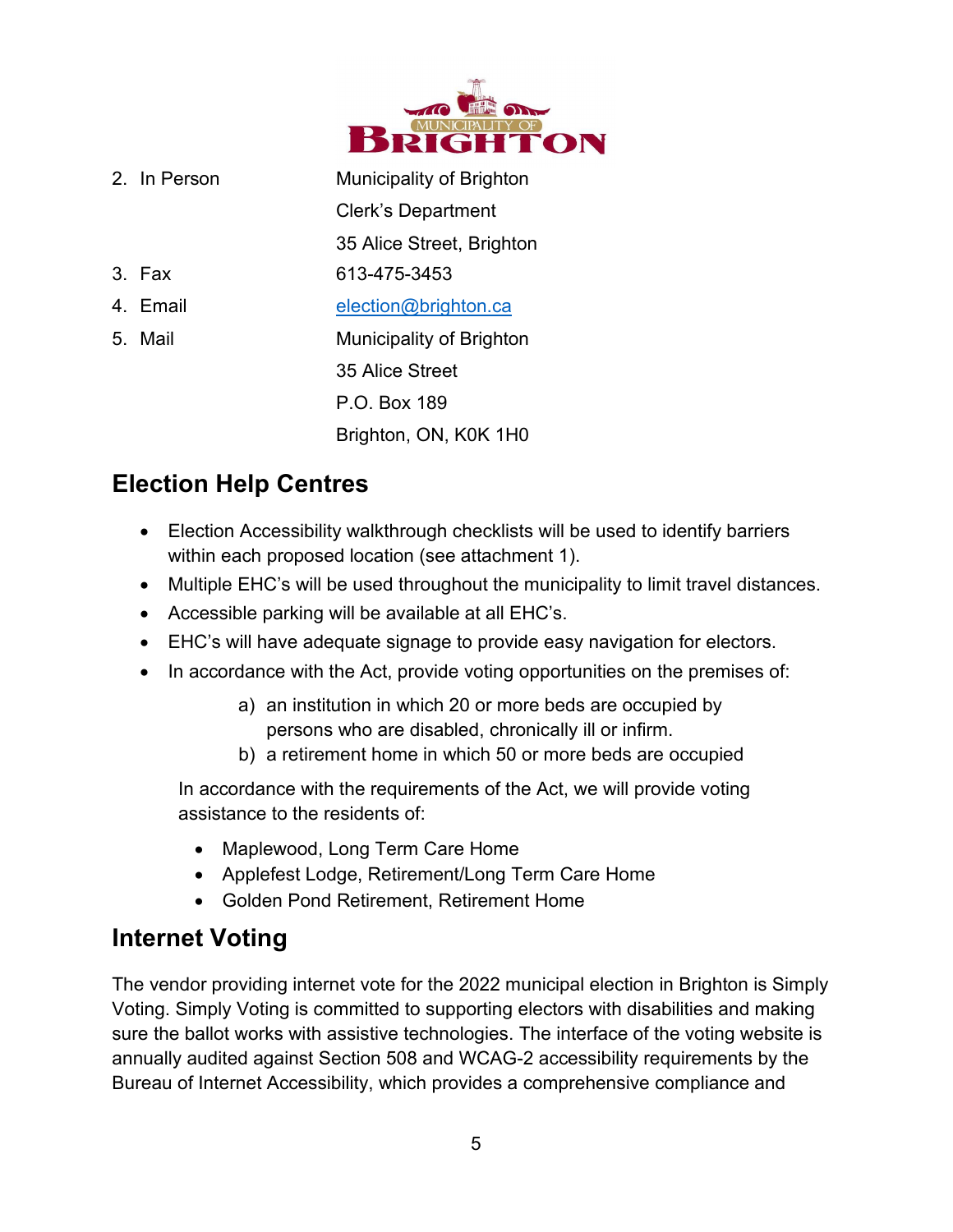2. In Person Municipality of Brighton
   Clerk's Department
   35 Alice Street, Brighton
3. Fax 613-475-3453
4. Email election@brighton.ca
5. Mail Municipality of Brighton
   35 Alice Street
   P.O. Box 189
   Brighton, ON, K0K 1H0

## Election Help Centres

- Election Accessibility walkthrough checklists will be used to identify barriers within each proposed location (see attachment 1).
- Multiple EHC's will be used throughout the municipality to limit travel distances.
- Accessible parking will be available at all EHC's.
- EHC's will have adequate signage to provide easy navigation for electors.
- In accordance with the Act, provide voting opportunities on the premises of:
  a) an institution in which 20 or more beds are occupied by persons who are disabled, chronically ill or infirm.
  b) a retirement home in which 50 or more beds are occupied

In accordance with the requirements of the Act, we will provide voting assistance to the residents of:

- Maplewood, Long Term Care Home
- Applefest Lodge, Retirement/Long Term Care Home
- Golden Pond Retirement, Retirement Home

## Internet Voting

The vendor providing internet vote for the 2022 municipal election in Brighton is Simply Voting. Simply Voting is committed to supporting electors with disabilities and making sure the ballot works with assistive technologies. The interface of the voting website is annually audited against Section 508 and WCAG-2 accessibility requirements by the Bureau of Internet Accessibility, which provides a comprehensive compliance and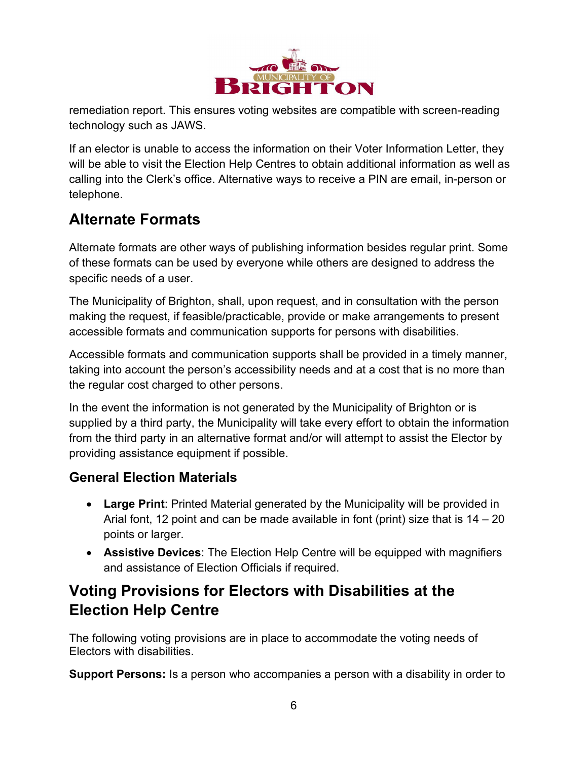remediation report. This ensures voting websites are compatible with screen-reading technology such as JAWS.

If an elector is unable to access the information on their Voter Information Letter, they will be able to visit the Election Help Centres to obtain additional information as well as calling into the Clerk's office. Alternative ways to receive a PIN are email, in-person or telephone.

## Alternate Formats

Alternate formats are other ways of publishing information besides regular print. Some of these formats can be used by everyone while others are designed to address the specific needs of a user.

The Municipality of Brighton, shall, upon request, and in consultation with the person making the request, if feasible/practicable, provide or make arrangements to present accessible formats and communication supports for persons with disabilities.

Accessible formats and communication supports shall be provided in a timely manner, taking into account the person's accessibility needs and at a cost that is no more than the regular cost charged to other persons.

In the event the information is not generated by the Municipality of Brighton or is supplied by a third party, the Municipality will take every effort to obtain the information from the third party in an alternative format and/or will attempt to assist the Elector by providing assistance equipment if possible.

### General Election Materials

- **Large Print**: Printed Material generated by the Municipality will be provided in Arial font, 12 point and can be made available in font (print) size that is 14 – 20 points or larger.
- **Assistive Devices**: The Election Help Centre will be equipped with magnifiers and assistance of Election Officials if required.

## Voting Provisions for Electors with Disabilities at the Election Help Centre

The following voting provisions are in place to accommodate the voting needs of Electors with disabilities.

**Support Persons:** Is a person who accompanies a person with a disability in order to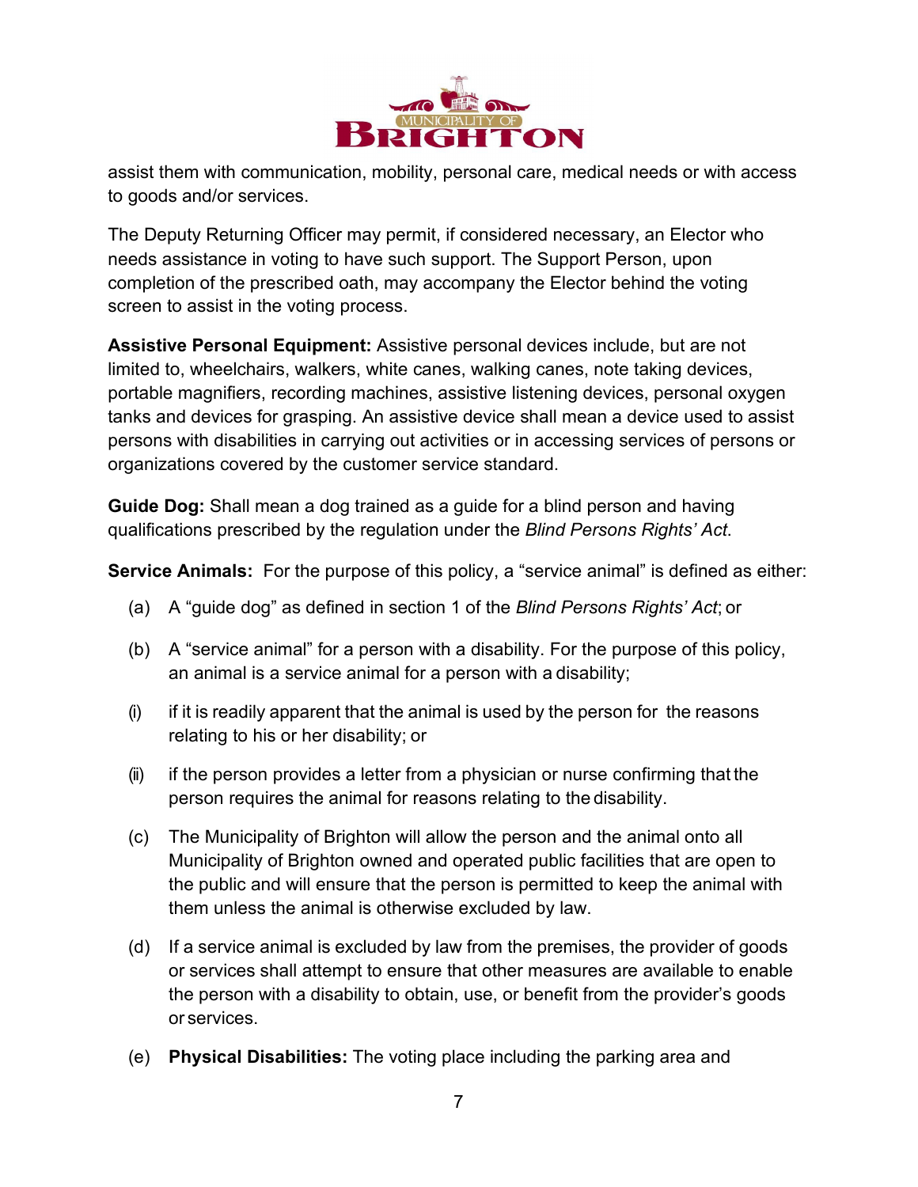assist them with communication, mobility, personal care, medical needs or with access to goods and/or services.

The Deputy Returning Officer may permit, if considered necessary, an Elector who needs assistance in voting to have such support. The Support Person, upon completion of the prescribed oath, may accompany the Elector behind the voting screen to assist in the voting process.

**Assistive Personal Equipment:** Assistive personal devices include, but are not limited to, wheelchairs, walkers, white canes, walking canes, note taking devices, portable magnifiers, recording machines, assistive listening devices, personal oxygen tanks and devices for grasping. An assistive device shall mean a device used to assist persons with disabilities in carrying out activities or in accessing services of persons or organizations covered by the customer service standard.

**Guide Dog:** Shall mean a dog trained as a guide for a blind person and having qualifications prescribed by the regulation under the *Blind Persons Rights' Act*.

**Service Animals:** For the purpose of this policy, a "service animal" is defined as either:

(a) A "guide dog" as defined in section 1 of the *Blind Persons Rights' Act*; or

(b) A "service animal" for a person with a disability. For the purpose of this policy, an animal is a service animal for a person with a disability;

(i) if it is readily apparent that the animal is used by the person for the reasons relating to his or her disability; or

(ii) if the person provides a letter from a physician or nurse confirming that the person requires the animal for reasons relating to the disability.

(c) The Municipality of Brighton will allow the person and the animal onto all Municipality of Brighton owned and operated public facilities that are open to the public and will ensure that the person is permitted to keep the animal with them unless the animal is otherwise excluded by law.

(d) If a service animal is excluded by law from the premises, the provider of goods or services shall attempt to ensure that other measures are available to enable the person with a disability to obtain, use, or benefit from the provider's goods or services.

(e) **Physical Disabilities:** The voting place including the parking area and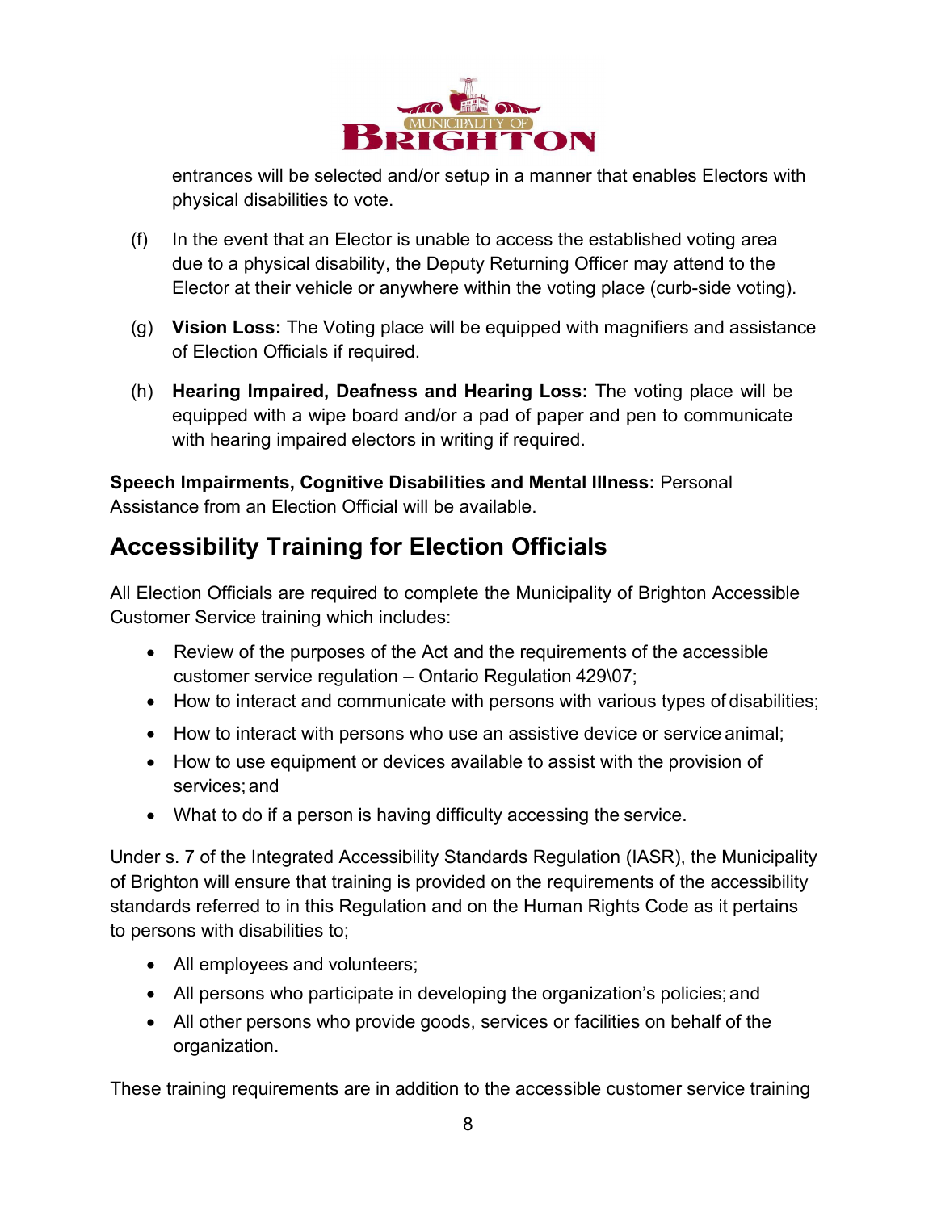entrances will be selected and/or setup in a manner that enables Electors with physical disabilities to vote.

(f) In the event that an Elector is unable to access the established voting area due to a physical disability, the Deputy Returning Officer may attend to the Elector at their vehicle or anywhere within the voting place (curb-side voting).

(g) **Vision Loss:** The Voting place will be equipped with magnifiers and assistance of Election Officials if required.

(h) **Hearing Impaired, Deafness and Hearing Loss:** The voting place will be equipped with a wipe board and/or a pad of paper and pen to communicate with hearing impaired electors in writing if required.

**Speech Impairments, Cognitive Disabilities and Mental Illness:** Personal Assistance from an Election Official will be available.

## Accessibility Training for Election Officials

All Election Officials are required to complete the Municipality of Brighton Accessible Customer Service training which includes:

- Review of the purposes of the Act and the requirements of the accessible customer service regulation – Ontario Regulation 429\07;
- How to interact and communicate with persons with various types of disabilities;
- How to interact with persons who use an assistive device or service animal;
- How to use equipment or devices available to assist with the provision of services; and
- What to do if a person is having difficulty accessing the service.

Under s. 7 of the Integrated Accessibility Standards Regulation (IASR), the Municipality of Brighton will ensure that training is provided on the requirements of the accessibility standards referred to in this Regulation and on the Human Rights Code as it pertains to persons with disabilities to;

- All employees and volunteers;
- All persons who participate in developing the organization's policies; and
- All other persons who provide goods, services or facilities on behalf of the organization.

These training requirements are in addition to the accessible customer service training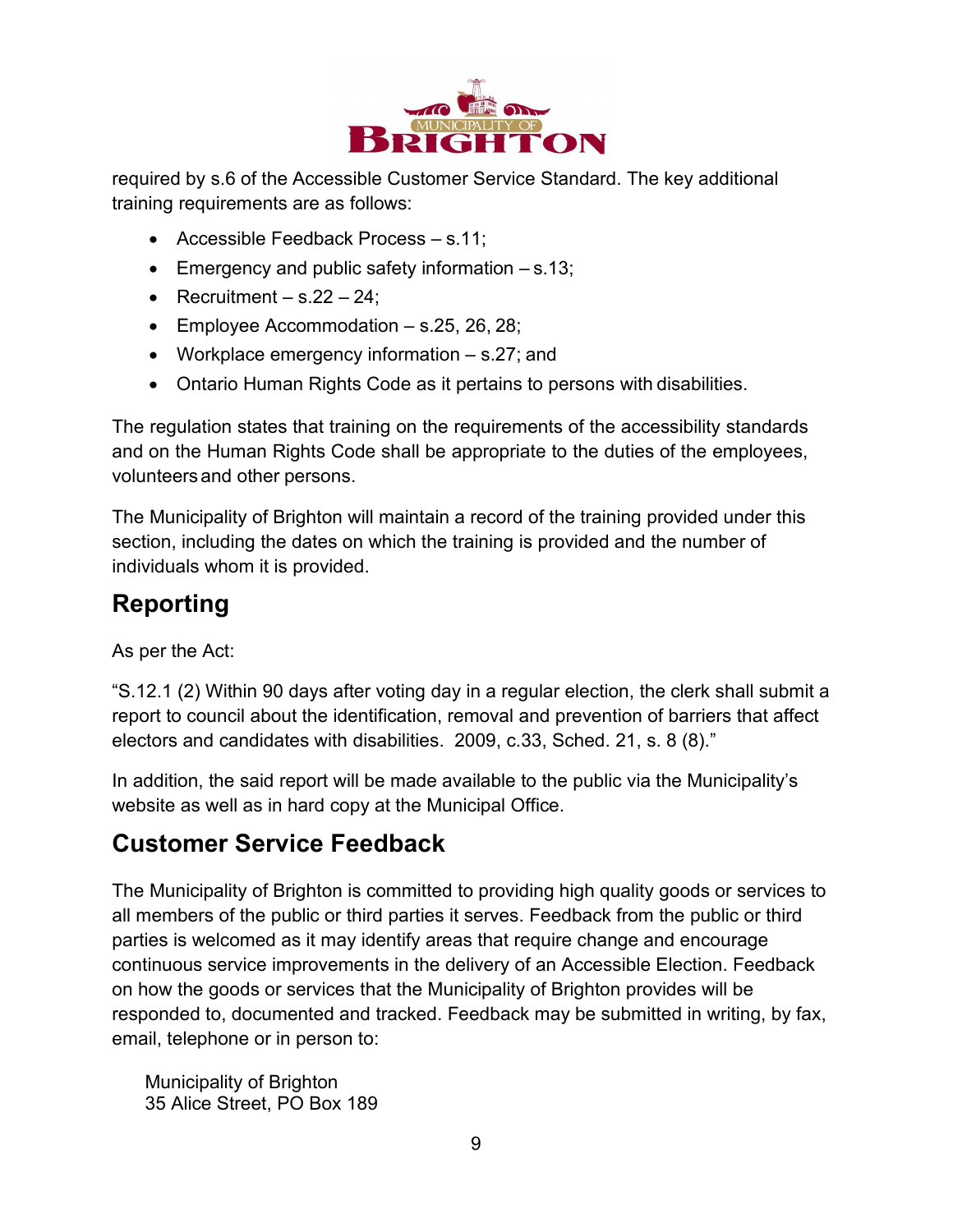required by s.6 of the Accessible Customer Service Standard. The key additional training requirements are as follows:

- Accessible Feedback Process – s.11;
- Emergency and public safety information – s.13;
- Recruitment – s.22 – 24;
- Employee Accommodation – s.25, 26, 28;
- Workplace emergency information – s.27; and
- Ontario Human Rights Code as it pertains to persons with disabilities.

The regulation states that training on the requirements of the accessibility standards and on the Human Rights Code shall be appropriate to the duties of the employees, volunteers and other persons.

The Municipality of Brighton will maintain a record of the training provided under this section, including the dates on which the training is provided and the number of individuals whom it is provided.

## Reporting

As per the Act:

"S.12.1 (2) Within 90 days after voting day in a regular election, the clerk shall submit a report to council about the identification, removal and prevention of barriers that affect electors and candidates with disabilities. 2009, c.33, Sched. 21, s. 8 (8)."

In addition, the said report will be made available to the public via the Municipality's website as well as in hard copy at the Municipal Office.

## Customer Service Feedback

The Municipality of Brighton is committed to providing high quality goods or services to all members of the public or third parties it serves. Feedback from the public or third parties is welcomed as it may identify areas that require change and encourage continuous service improvements in the delivery of an Accessible Election. Feedback on how the goods or services that the Municipality of Brighton provides will be responded to, documented and tracked. Feedback may be submitted in writing, by fax, email, telephone or in person to:

Municipality of Brighton
35 Alice Street, PO Box 189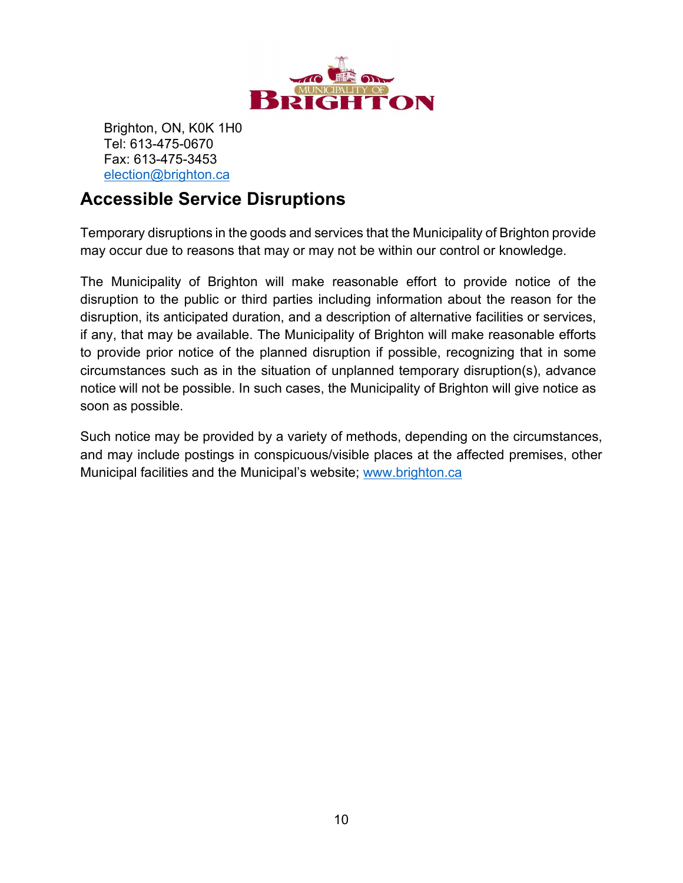Brighton, ON, K0K 1H0
Tel: 613-475-0670
Fax: 613-475-3453
[election@brighton.ca](mailto:election@brighton.ca)

## Accessible Service Disruptions

Temporary disruptions in the goods and services that the Municipality of Brighton provide may occur due to reasons that may or may not be within our control or knowledge.

The Municipality of Brighton will make reasonable effort to provide notice of the disruption to the public or third parties including information about the reason for the disruption, its anticipated duration, and a description of alternative facilities or services, if any, that may be available. The Municipality of Brighton will make reasonable efforts to provide prior notice of the planned disruption if possible, recognizing that in some circumstances such as in the situation of unplanned temporary disruption(s), advance notice will not be possible. In such cases, the Municipality of Brighton will give notice as soon as possible.

Such notice may be provided by a variety of methods, depending on the circumstances, and may include postings in conspicuous/visible places at the affected premises, other Municipal facilities and the Municipal's website; [www.brighton.ca](http://www.brighton.ca)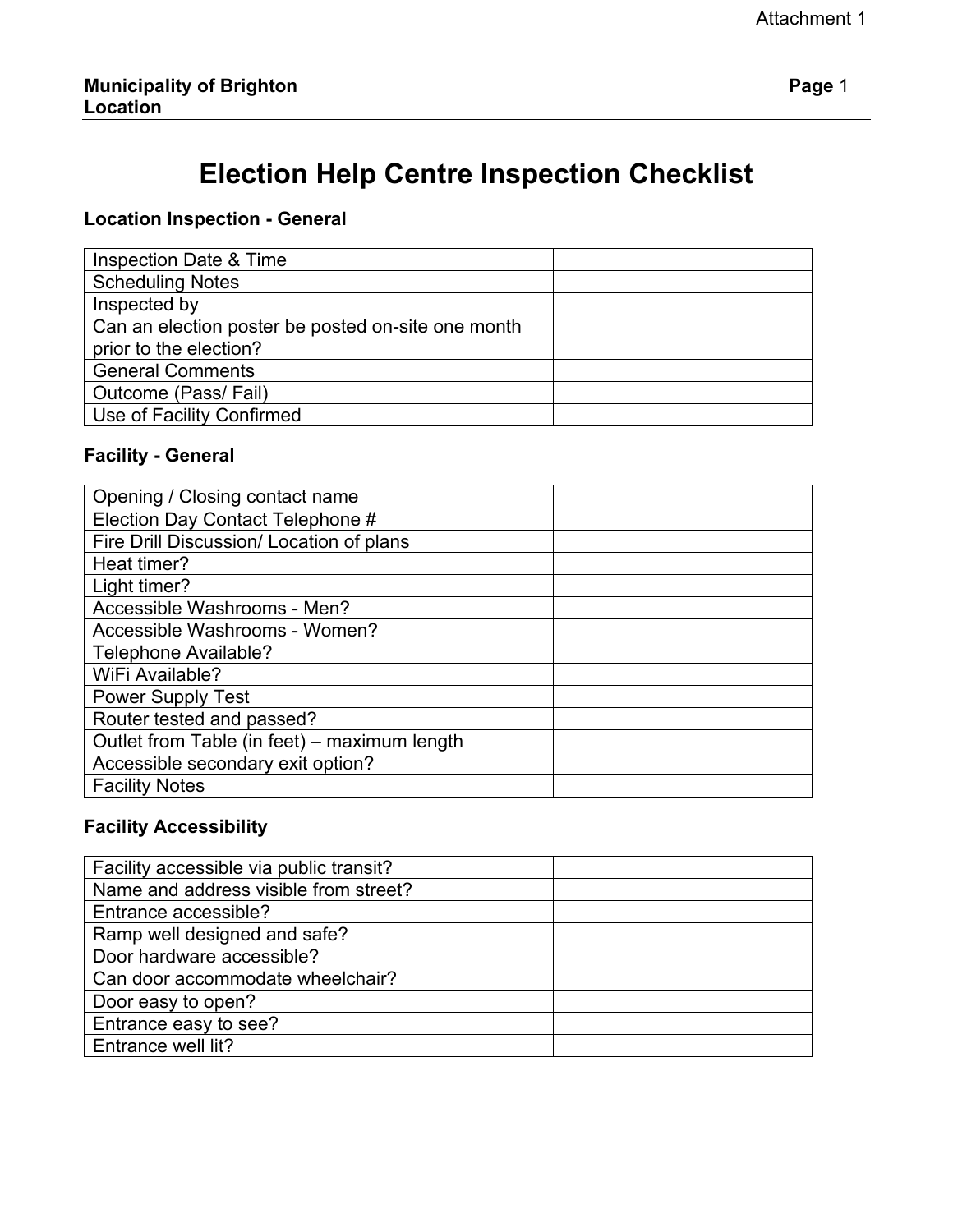Attachment 1

**Municipality of Brighton**
**Location**

# Election Help Centre Inspection Checklist

### Location Inspection - General

| | |
|---|---|
| Inspection Date & Time | |
| Scheduling Notes | |
| Inspected by | |
| Can an election poster be posted on-site one month prior to the election? | |
| General Comments | |
| Outcome (Pass/ Fail) | |
| Use of Facility Confirmed | |

### Facility - General

| | |
|---|---|
| Opening / Closing contact name | |
| Election Day Contact Telephone # | |
| Fire Drill Discussion/ Location of plans | |
| Heat timer? | |
| Light timer? | |
| Accessible Washrooms - Men? | |
| Accessible Washrooms - Women? | |
| Telephone Available? | |
| WiFi Available? | |
| Power Supply Test | |
| Router tested and passed? | |
| Outlet from Table (in feet) – maximum length | |
| Accessible secondary exit option? | |
| Facility Notes | |

### Facility Accessibility

| | |
|---|---|
| Facility accessible via public transit? | |
| Name and address visible from street? | |
| Entrance accessible? | |
| Ramp well designed and safe? | |
| Door hardware accessible? | |
| Can door accommodate wheelchair? | |
| Door easy to open? | |
| Entrance easy to see? | |
| Entrance well lit? | |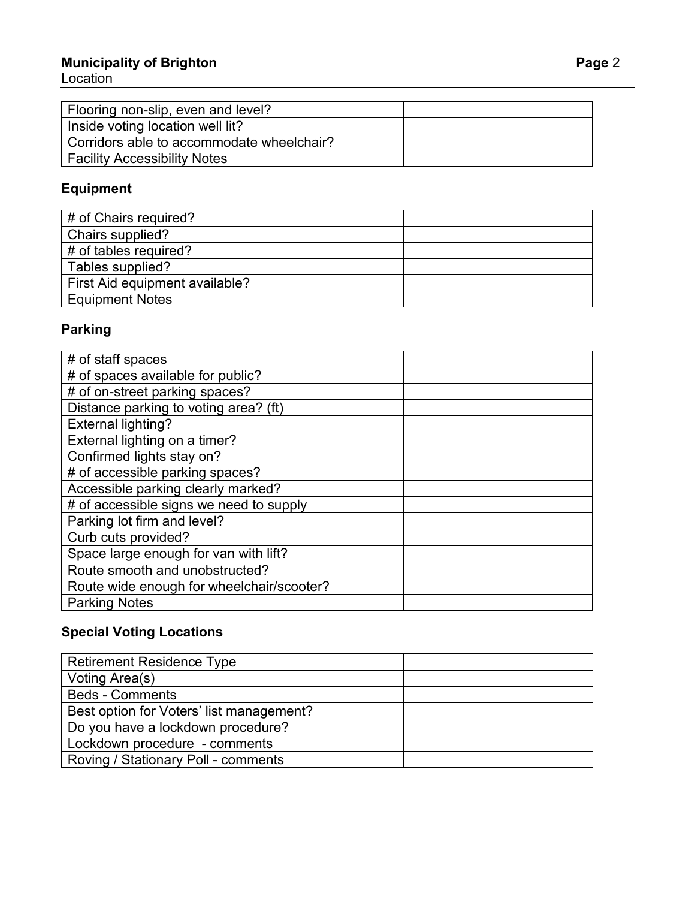| | |
|---|---|
| Flooring non-slip, even and level? | |
| Inside voting location well lit? | |
| Corridors able to accommodate wheelchair? | |
| Facility Accessibility Notes | |

### Equipment

| | |
|---|---|
| # of Chairs required? | |
| Chairs supplied? | |
| # of tables required? | |
| Tables supplied? | |
| First Aid equipment available? | |
| Equipment Notes | |

### Parking

| | |
|---|---|
| # of staff spaces | |
| # of spaces available for public? | |
| # of on-street parking spaces? | |
| Distance parking to voting area? (ft) | |
| External lighting? | |
| External lighting on a timer? | |
| Confirmed lights stay on? | |
| # of accessible parking spaces? | |
| Accessible parking clearly marked? | |
| # of accessible signs we need to supply | |
| Parking lot firm and level? | |
| Curb cuts provided? | |
| Space large enough for van with lift? | |
| Route smooth and unobstructed? | |
| Route wide enough for wheelchair/scooter? | |
| Parking Notes | |

### Special Voting Locations

| | |
|---|---|
| Retirement Residence Type | |
| Voting Area(s) | |
| Beds - Comments | |
| Best option for Voters' list management? | |
| Do you have a lockdown procedure? | |
| Lockdown procedure - comments | |
| Roving / Stationary Poll - comments | |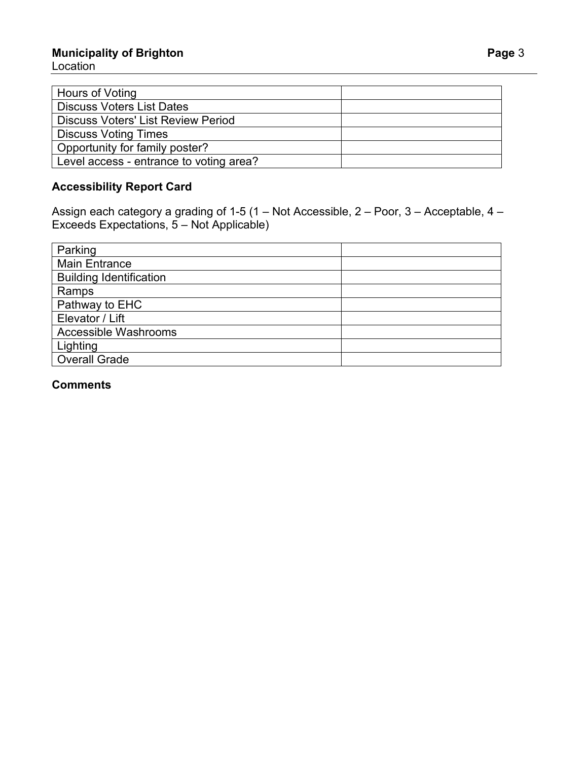| Hours of Voting | |
|---|---|
| Discuss Voters List Dates | |
| Discuss Voters' List Review Period | |
| Discuss Voting Times | |
| Opportunity for family poster? | |
| Level access - entrance to voting area? | |

**Accessibility Report Card**

Assign each category a grading of 1-5 (1 – Not Accessible, 2 – Poor, 3 – Acceptable, 4 – Exceeds Expectations, 5 – Not Applicable)

| Parking | |
|---|---|
| Main Entrance | |
| Building Identification | |
| Ramps | |
| Pathway to EHC | |
| Elevator / Lift | |
| Accessible Washrooms | |
| Lighting | |
| Overall Grade | |

**Comments**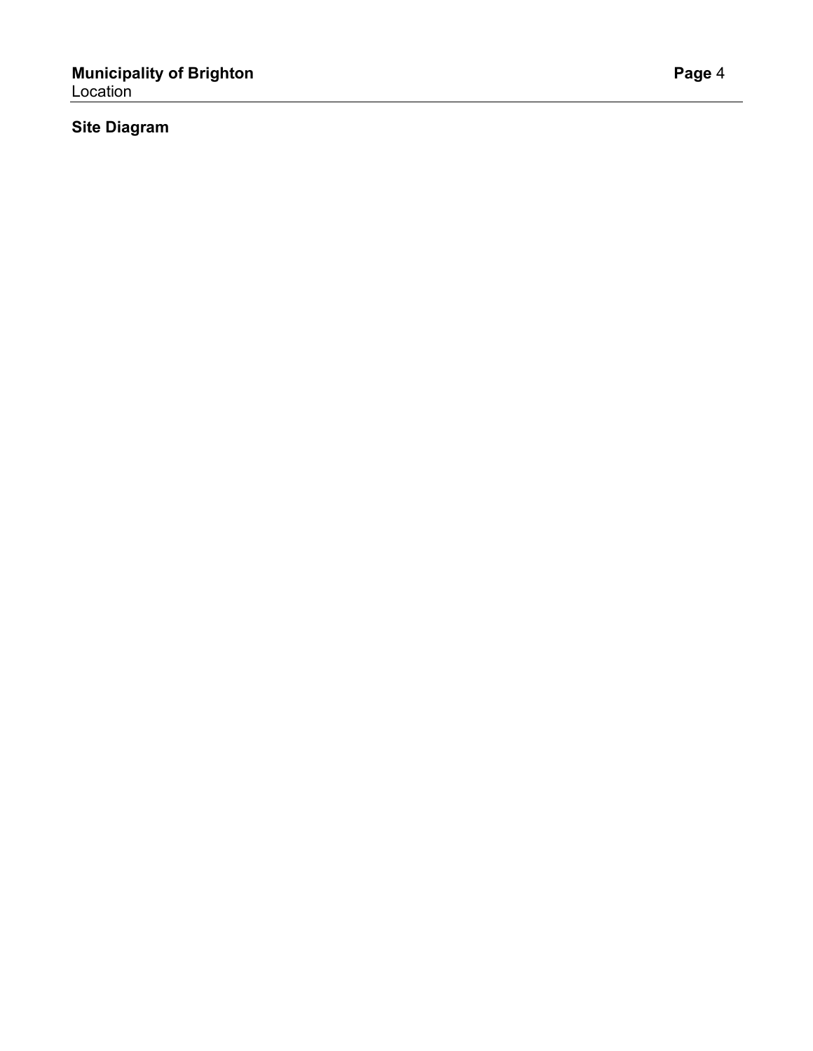## Site Diagram